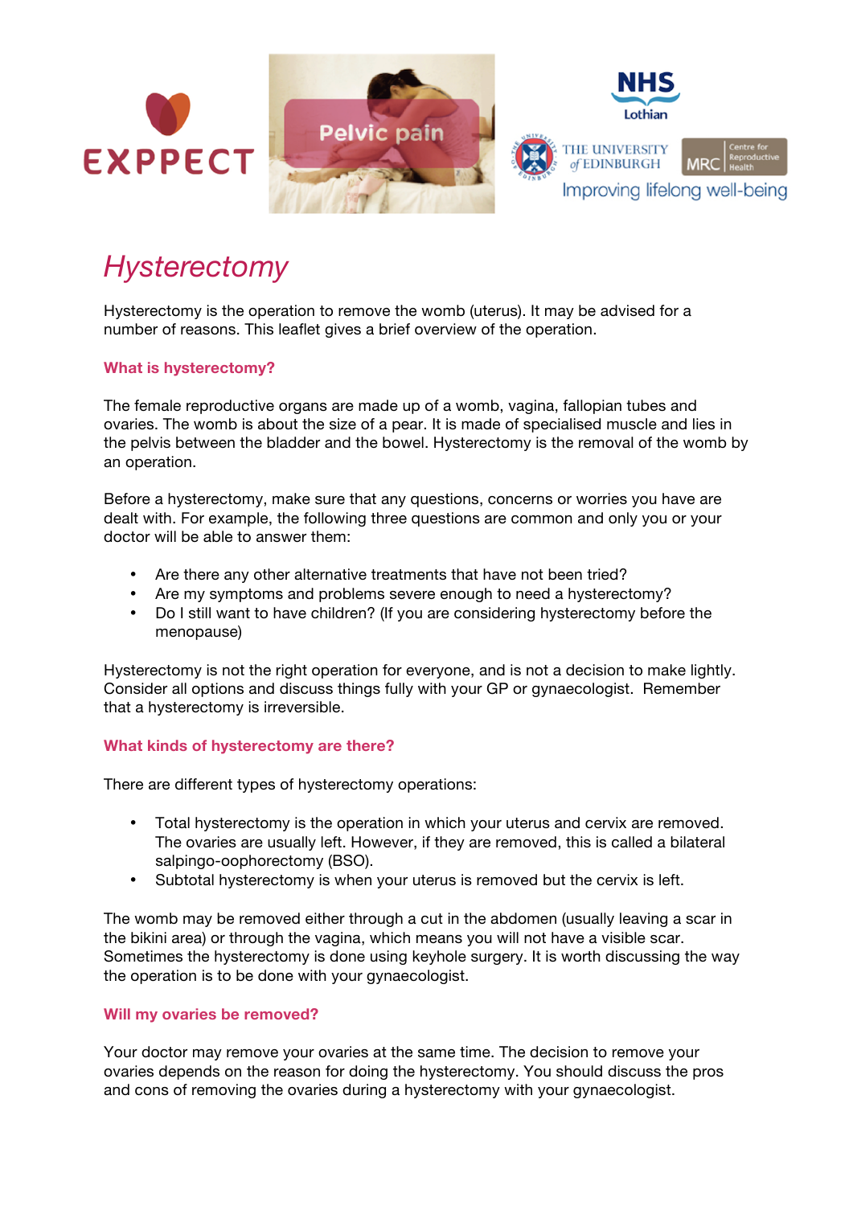# Hysterectomy

Hysterectomy is the operation to remove the womb (uterus). It may be advised for a number of reasons. This leaflet gives a brief overview of the operation.

## What is hysterectomy?

The female reproductive organs are made up of a womb, vagina, fallopian tubes and ovaries. The womb is about the size of a pear. It is made of specialised muscle and lies in the pelvis between the bladder and the bowel. Hysterectomy is the removal of the womb by an operation.

Before a hysterectomy, make sure that any questions, concerns or worries you have are dealt with. For example, the following three questions are common and only you or your doctor will be able to answer them:

- Are there any other alternative treatments that have not been tried?
- Are my symptoms and problems severe enough to need a hysterectomy?
- Do I still want to have children? (If you are considering hysterectomy before the menopause)

Hysterectomy is not the right operation for everyone, and is not a decision to make lightly. Consider all options and discuss things fully with your GP or gynaecologist. Remember that a hysterectomy is irreversible.

## What kinds of hysterectomy are there?

There are different types of hysterectomy operations:

- Total hysterectomy is the operation in which your uterus and cervix are removed. The ovaries are usually left. However, if they are removed, this is called a bilateral salpingo-oophorectomy (BSO).
- Subtotal hysterectomy is when your uterus is removed but the cervix is left.

The womb may be removed either through a cut in the abdomen (usually leaving a scar in the bikini area) or through the vagina, which means you will not have a visible scar. Sometimes the hysterectomy is done using keyhole surgery. It is worth discussing the way the operation is to be done with your gynaecologist.

## Will my ovaries be removed?

Your doctor may remove your ovaries at the same time. The decision to remove your ovaries depends on the reason for doing the hysterectomy. You should discuss the pros and cons of removing the ovaries during a hysterectomy with your gynaecologist.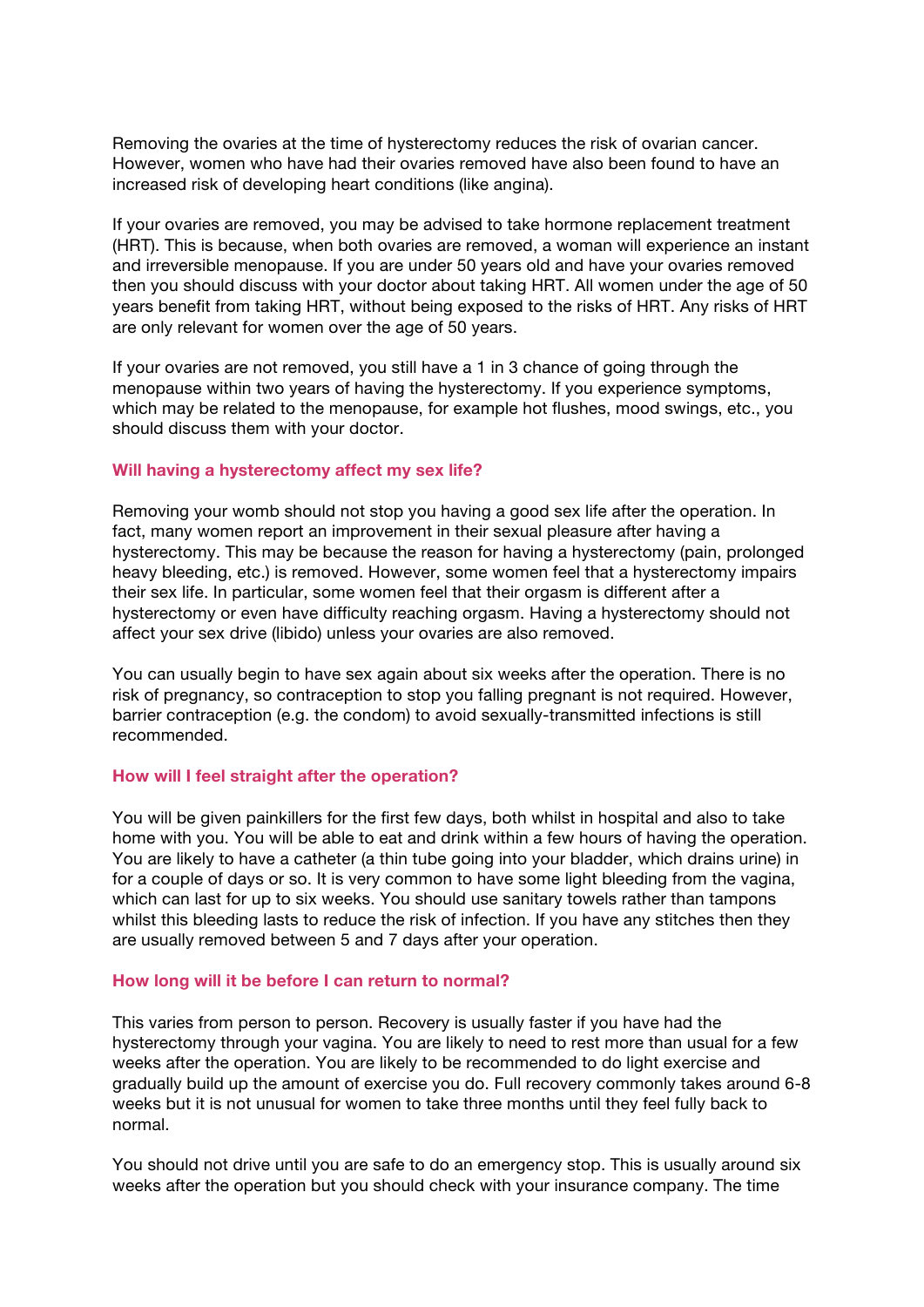Removing the ovaries at the time of hysterectomy reduces the risk of ovarian cancer. However, women who have had their ovaries removed have also been found to have an increased risk of developing heart conditions (like angina).

If your ovaries are removed, you may be advised to take hormone replacement treatment (HRT). This is because, when both ovaries are removed, a woman will experience an instant and irreversible menopause. If you are under 50 years old and have your ovaries removed then you should discuss with your doctor about taking HRT. All women under the age of 50 years benefit from taking HRT, without being exposed to the risks of HRT. Any risks of HRT are only relevant for women over the age of 50 years.

If your ovaries are not removed, you still have a 1 in 3 chance of going through the menopause within two years of having the hysterectomy. If you experience symptoms, which may be related to the menopause, for example hot flushes, mood swings, etc., you should discuss them with your doctor.

### Will having a hysterectomy affect my sex life?

Removing your womb should not stop you having a good sex life after the operation. In fact, many women report an improvement in their sexual pleasure after having a hysterectomy. This may be because the reason for having a hysterectomy (pain, prolonged heavy bleeding, etc.) is removed. However, some women feel that a hysterectomy impairs their sex life. In particular, some women feel that their orgasm is different after a hysterectomy or even have difficulty reaching orgasm. Having a hysterectomy should not affect your sex drive (libido) unless your ovaries are also removed.

You can usually begin to have sex again about six weeks after the operation. There is no risk of pregnancy, so contraception to stop you falling pregnant is not required. However, barrier contraception (e.g. the condom) to avoid sexually-transmitted infections is still recommended.

### How will I feel straight after the operation?

You will be given painkillers for the first few days, both whilst in hospital and also to take home with you. You will be able to eat and drink within a few hours of having the operation. You are likely to have a catheter (a thin tube going into your bladder, which drains urine) in for a couple of days or so. It is very common to have some light bleeding from the vagina, which can last for up to six weeks. You should use sanitary towels rather than tampons whilst this bleeding lasts to reduce the risk of infection. If you have any stitches then they are usually removed between 5 and 7 days after your operation.

### How long will it be before I can return to normal?

This varies from person to person. Recovery is usually faster if you have had the hysterectomy through your vagina. You are likely to need to rest more than usual for a few weeks after the operation. You are likely to be recommended to do light exercise and gradually build up the amount of exercise you do. Full recovery commonly takes around 6-8 weeks but it is not unusual for women to take three months until they feel fully back to normal.

You should not drive until you are safe to do an emergency stop. This is usually around six weeks after the operation but you should check with your insurance company. The time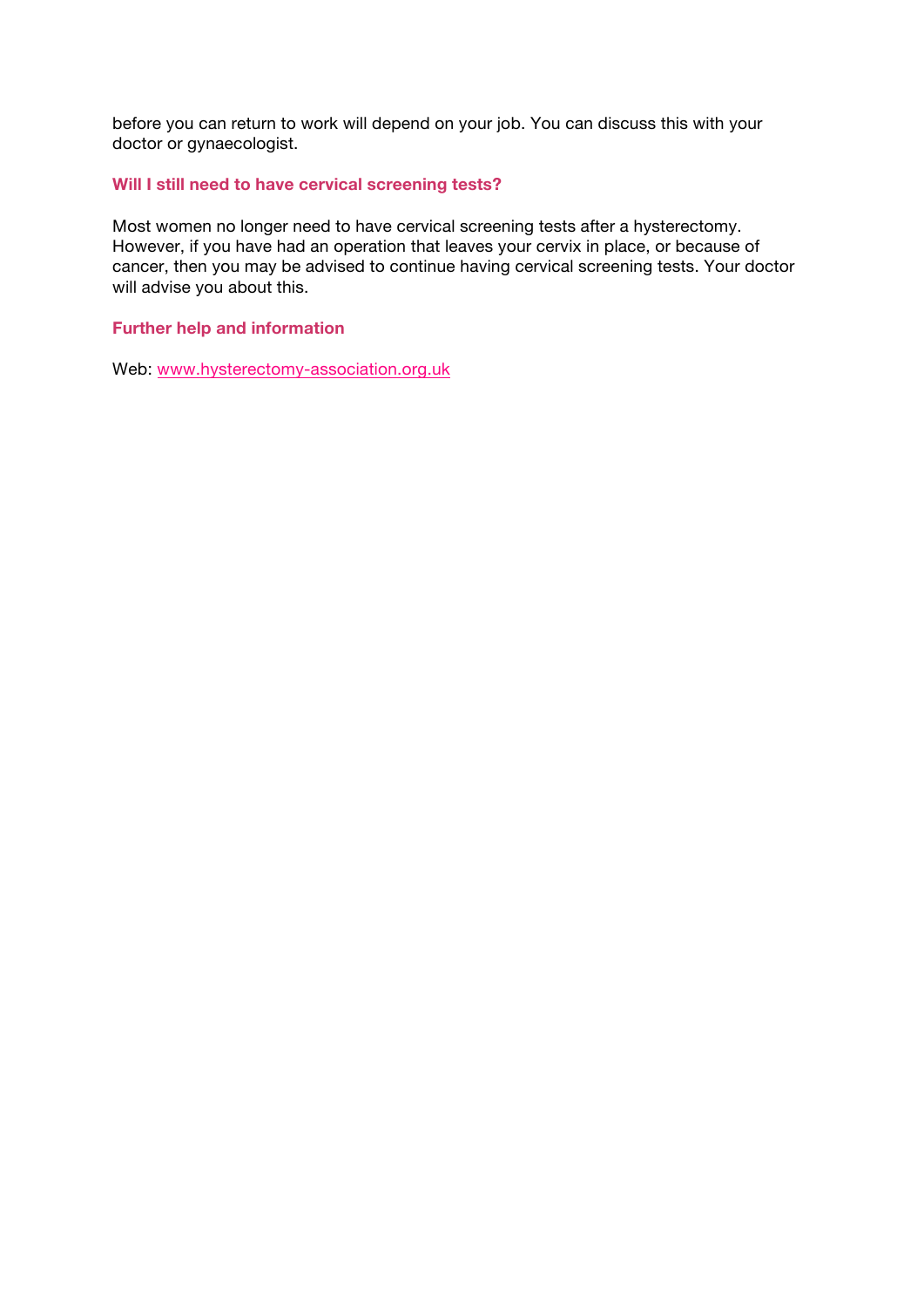before you can return to work will depend on your job. You can discuss this with your doctor or gynaecologist.

## Will I still need to have cervical screening tests?

Most women no longer need to have cervical screening tests after a hysterectomy. However, if you have had an operation that leaves your cervix in place, or because of cancer, then you may be advised to continue having cervical screening tests. Your doctor will advise you about this.

## Further help and information

Web: [www.hysterectomy-association.org.uk](http://www.hysterectomy-association.org.uk)